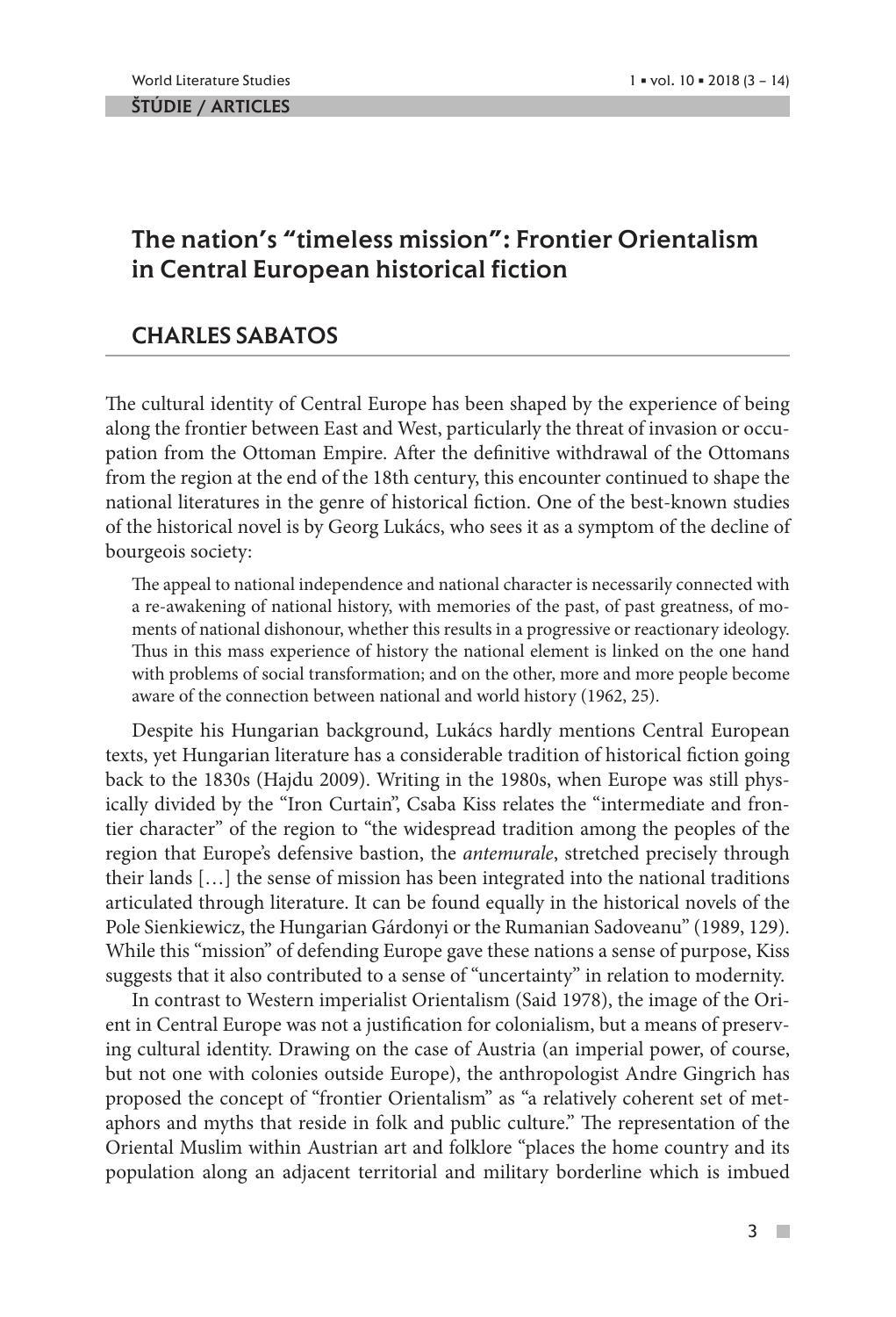ŠTÚDIE / ARTICLES

# The nation's "timeless mission": Frontier Orientalism in Central European historical fiction

## CHARLES SABATOS

The cultural identity of Central Europe has been shaped by the experience of being along the frontier between East and West, particularly the threat of invasion or occupation from the Ottoman Empire. After the definitive withdrawal of the Ottomans from the region at the end of the 18th century, this encounter continued to shape the national literatures in the genre of historical fiction. One of the best-known studies of the historical novel is by Georg Lukács, who sees it as a symptom of the decline of bourgeois society:

> The appeal to national independence and national character is necessarily connected with a re-awakening of national history, with memories of the past, of past greatness, of moments of national dishonour, whether this results in a progressive or reactionary ideology. Thus in this mass experience of history the national element is linked on the one hand with problems of social transformation; and on the other, more and more people become aware of the connection between national and world history (1962, 25).

Despite his Hungarian background, Lukács hardly mentions Central European texts, yet Hungarian literature has a considerable tradition of historical fiction going back to the 1830s (Hajdu 2009). Writing in the 1980s, when Europe was still physically divided by the "Iron Curtain", Csaba Kiss relates the "intermediate and frontier character" of the region to "the widespread tradition among the peoples of the region that Europe's defensive bastion, the *antemurale*, stretched precisely through their lands […] the sense of mission has been integrated into the national traditions articulated through literature. It can be found equally in the historical novels of the Pole Sienkiewicz, the Hungarian Gárdonyi or the Rumanian Sadoveanu" (1989, 129). While this "mission" of defending Europe gave these nations a sense of purpose, Kiss suggests that it also contributed to a sense of "uncertainty" in relation to modernity.

In contrast to Western imperialist Orientalism (Said 1978), the image of the Orient in Central Europe was not a justification for colonialism, but a means of preserving cultural identity. Drawing on the case of Austria (an imperial power, of course, but not one with colonies outside Europe), the anthropologist Andre Gingrich has proposed the concept of "frontier Orientalism" as "a relatively coherent set of metaphors and myths that reside in folk and public culture." The representation of the Oriental Muslim within Austrian art and folklore "places the home country and its population along an adjacent territorial and military borderline which is imbued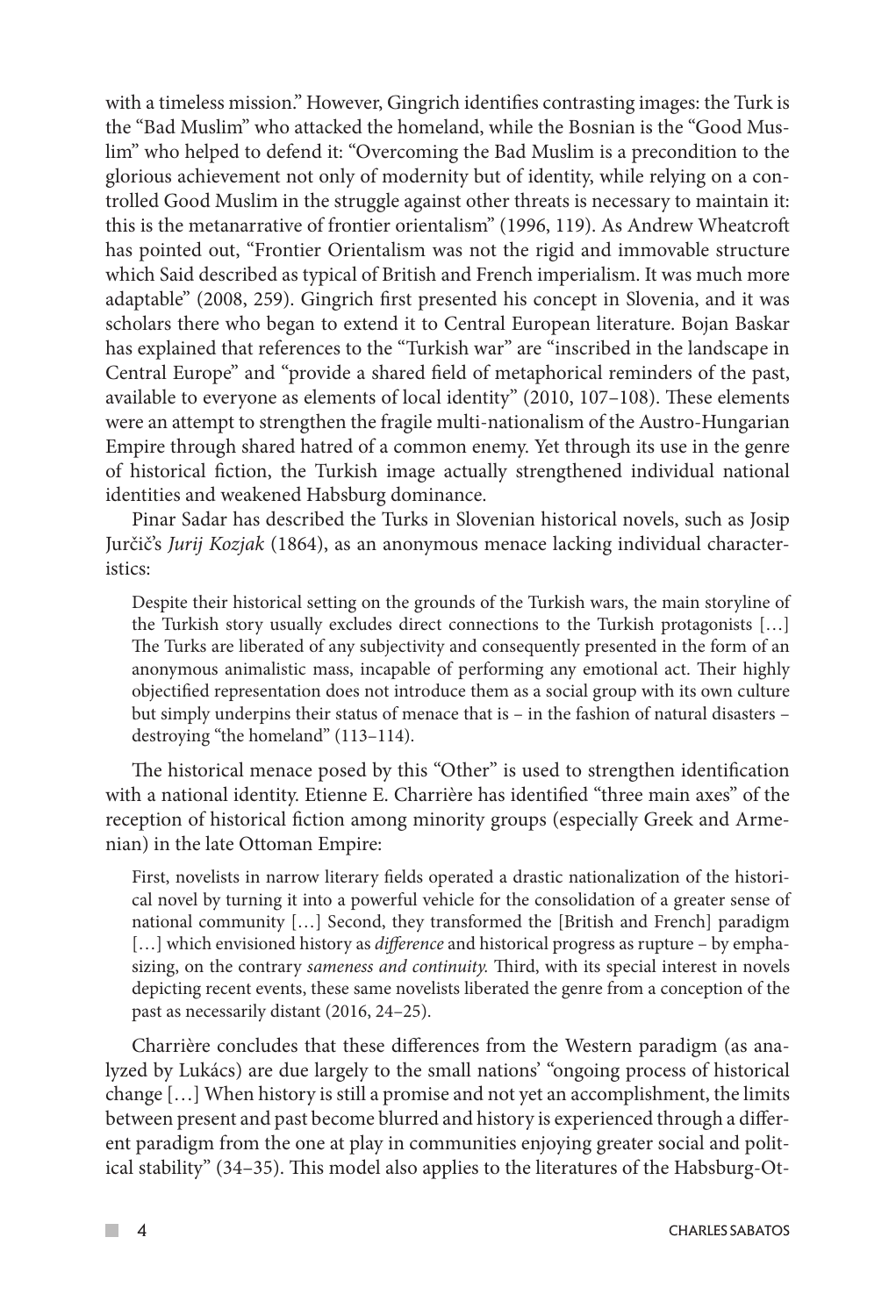with a timeless mission." However, Gingrich identifies contrasting images: the Turk is the "Bad Muslim" who attacked the homeland, while the Bosnian is the "Good Muslim" who helped to defend it: "Overcoming the Bad Muslim is a precondition to the glorious achievement not only of modernity but of identity, while relying on a controlled Good Muslim in the struggle against other threats is necessary to maintain it: this is the metanarrative of frontier orientalism" (1996, 119). As Andrew Wheatcroft has pointed out, "Frontier Orientalism was not the rigid and immovable structure which Said described as typical of British and French imperialism. It was much more adaptable" (2008, 259). Gingrich first presented his concept in Slovenia, and it was scholars there who began to extend it to Central European literature. Bojan Baskar has explained that references to the "Turkish war" are "inscribed in the landscape in Central Europe" and "provide a shared field of metaphorical reminders of the past, available to everyone as elements of local identity" (2010, 107–108). These elements were an attempt to strengthen the fragile multi-nationalism of the Austro-Hungarian Empire through shared hatred of a common enemy. Yet through its use in the genre of historical fiction, the Turkish image actually strengthened individual national identities and weakened Habsburg dominance.

Pinar Sadar has described the Turks in Slovenian historical novels, such as Josip Jurčič's *Jurij Kozjak* (1864), as an anonymous menace lacking individual characteristics:

> Despite their historical setting on the grounds of the Turkish wars, the main storyline of the Turkish story usually excludes direct connections to the Turkish protagonists […] The Turks are liberated of any subjectivity and consequently presented in the form of an anonymous animalistic mass, incapable of performing any emotional act. Their highly objectified representation does not introduce them as a social group with its own culture but simply underpins their status of menace that is – in the fashion of natural disasters – destroying "the homeland" (113–114).

The historical menace posed by this "Other" is used to strengthen identification with a national identity. Etienne E. Charrière has identified "three main axes" of the reception of historical fiction among minority groups (especially Greek and Armenian) in the late Ottoman Empire:

> First, novelists in narrow literary fields operated a drastic nationalization of the historical novel by turning it into a powerful vehicle for the consolidation of a greater sense of national community […] Second, they transformed the [British and French] paradigm […] which envisioned history as *difference* and historical progress as rupture – by emphasizing, on the contrary *sameness and continuity.* Third, with its special interest in novels depicting recent events, these same novelists liberated the genre from a conception of the past as necessarily distant (2016, 24–25).

Charrière concludes that these differences from the Western paradigm (as analyzed by Lukács) are due largely to the small nations' "ongoing process of historical change […] When history is still a promise and not yet an accomplishment, the limits between present and past become blurred and history is experienced through a different paradigm from the one at play in communities enjoying greater social and political stability" (34–35). This model also applies to the literatures of the Habsburg-Ot-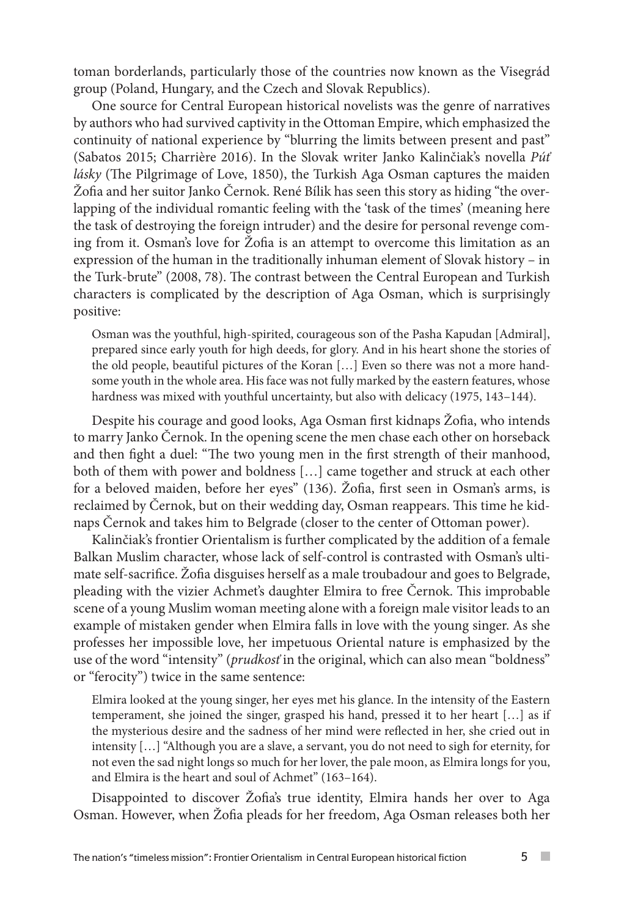toman borderlands, particularly those of the countries now known as the Visegrád group (Poland, Hungary, and the Czech and Slovak Republics).

One source for Central European historical novelists was the genre of narratives by authors who had survived captivity in the Ottoman Empire, which emphasized the continuity of national experience by "blurring the limits between present and past" (Sabatos 2015; Charrière 2016). In the Slovak writer Janko Kalinčiak's novella *Púť lásky* (The Pilgrimage of Love, 1850), the Turkish Aga Osman captures the maiden Žofia and her suitor Janko Černok. René Bílik has seen this story as hiding "the overlapping of the individual romantic feeling with the 'task of the times' (meaning here the task of destroying the foreign intruder) and the desire for personal revenge coming from it. Osman's love for Žofia is an attempt to overcome this limitation as an expression of the human in the traditionally inhuman element of Slovak history – in the Turk-brute" (2008, 78). The contrast between the Central European and Turkish characters is complicated by the description of Aga Osman, which is surprisingly positive:

> Osman was the youthful, high-spirited, courageous son of the Pasha Kapudan [Admiral], prepared since early youth for high deeds, for glory. And in his heart shone the stories of the old people, beautiful pictures of the Koran […] Even so there was not a more handsome youth in the whole area. His face was not fully marked by the eastern features, whose hardness was mixed with youthful uncertainty, but also with delicacy (1975, 143–144).

Despite his courage and good looks, Aga Osman first kidnaps Žofia, who intends to marry Janko Černok. In the opening scene the men chase each other on horseback and then fight a duel: "The two young men in the first strength of their manhood, both of them with power and boldness […] came together and struck at each other for a beloved maiden, before her eyes" (136). Žofia, first seen in Osman's arms, is reclaimed by Černok, but on their wedding day, Osman reappears. This time he kidnaps Černok and takes him to Belgrade (closer to the center of Ottoman power).

Kalinčiak's frontier Orientalism is further complicated by the addition of a female Balkan Muslim character, whose lack of self-control is contrasted with Osman's ultimate self-sacrifice. Žofia disguises herself as a male troubadour and goes to Belgrade, pleading with the vizier Achmet's daughter Elmira to free Černok. This improbable scene of a young Muslim woman meeting alone with a foreign male visitor leads to an example of mistaken gender when Elmira falls in love with the young singer. As she professes her impossible love, her impetuous Oriental nature is emphasized by the use of the word "intensity" (*prudkosť* in the original, which can also mean "boldness" or "ferocity") twice in the same sentence:

> Elmira looked at the young singer, her eyes met his glance. In the intensity of the Eastern temperament, she joined the singer, grasped his hand, pressed it to her heart […] as if the mysterious desire and the sadness of her mind were reflected in her, she cried out in intensity […] "Although you are a slave, a servant, you do not need to sigh for eternity, for not even the sad night longs so much for her lover, the pale moon, as Elmira longs for you, and Elmira is the heart and soul of Achmet" (163–164).

Disappointed to discover Žofia's true identity, Elmira hands her over to Aga Osman. However, when Žofia pleads for her freedom, Aga Osman releases both her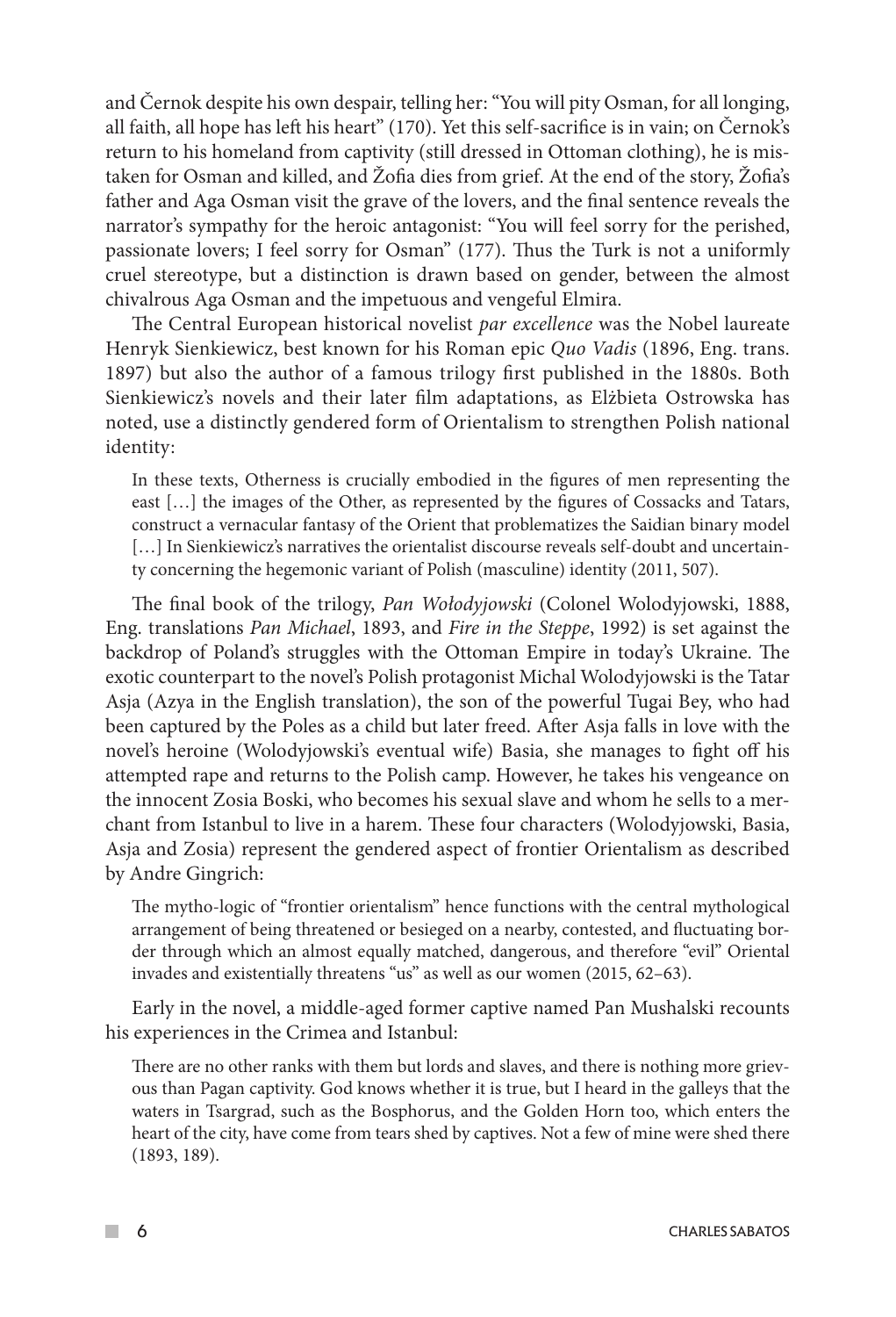and Černok despite his own despair, telling her: "You will pity Osman, for all longing, all faith, all hope has left his heart" (170). Yet this self-sacrifice is in vain; on Černok's return to his homeland from captivity (still dressed in Ottoman clothing), he is mistaken for Osman and killed, and Žofia dies from grief. At the end of the story, Žofia's father and Aga Osman visit the grave of the lovers, and the final sentence reveals the narrator's sympathy for the heroic antagonist: "You will feel sorry for the perished, passionate lovers; I feel sorry for Osman" (177). Thus the Turk is not a uniformly cruel stereotype, but a distinction is drawn based on gender, between the almost chivalrous Aga Osman and the impetuous and vengeful Elmira.

The Central European historical novelist *par excellence* was the Nobel laureate Henryk Sienkiewicz, best known for his Roman epic *Quo Vadis* (1896, Eng. trans. 1897) but also the author of a famous trilogy first published in the 1880s. Both Sienkiewicz's novels and their later film adaptations, as Elżbieta Ostrowska has noted, use a distinctly gendered form of Orientalism to strengthen Polish national identity:

> In these texts, Otherness is crucially embodied in the figures of men representing the east […] the images of the Other, as represented by the figures of Cossacks and Tatars, construct a vernacular fantasy of the Orient that problematizes the Saidian binary model […] In Sienkiewicz's narratives the orientalist discourse reveals self-doubt and uncertainty concerning the hegemonic variant of Polish (masculine) identity (2011, 507).

The final book of the trilogy, *Pan Wołodyjowski* (Colonel Wolodyjowski, 1888, Eng. translations *Pan Michael*, 1893, and *Fire in the Steppe*, 1992) is set against the backdrop of Poland's struggles with the Ottoman Empire in today's Ukraine. The exotic counterpart to the novel's Polish protagonist Michal Wolodyjowski is the Tatar Asja (Azya in the English translation), the son of the powerful Tugai Bey, who had been captured by the Poles as a child but later freed. After Asja falls in love with the novel's heroine (Wolodyjowski's eventual wife) Basia, she manages to fight off his attempted rape and returns to the Polish camp. However, he takes his vengeance on the innocent Zosia Boski, who becomes his sexual slave and whom he sells to a merchant from Istanbul to live in a harem. These four characters (Wolodyjowski, Basia, Asja and Zosia) represent the gendered aspect of frontier Orientalism as described by Andre Gingrich:

> The mytho-logic of "frontier orientalism" hence functions with the central mythological arrangement of being threatened or besieged on a nearby, contested, and fluctuating border through which an almost equally matched, dangerous, and therefore "evil" Oriental invades and existentially threatens "us" as well as our women (2015, 62–63).

Early in the novel, a middle-aged former captive named Pan Mushalski recounts his experiences in the Crimea and Istanbul:

> There are no other ranks with them but lords and slaves, and there is nothing more grievous than Pagan captivity. God knows whether it is true, but I heard in the galleys that the waters in Tsargrad, such as the Bosphorus, and the Golden Horn too, which enters the heart of the city, have come from tears shed by captives. Not a few of mine were shed there (1893, 189).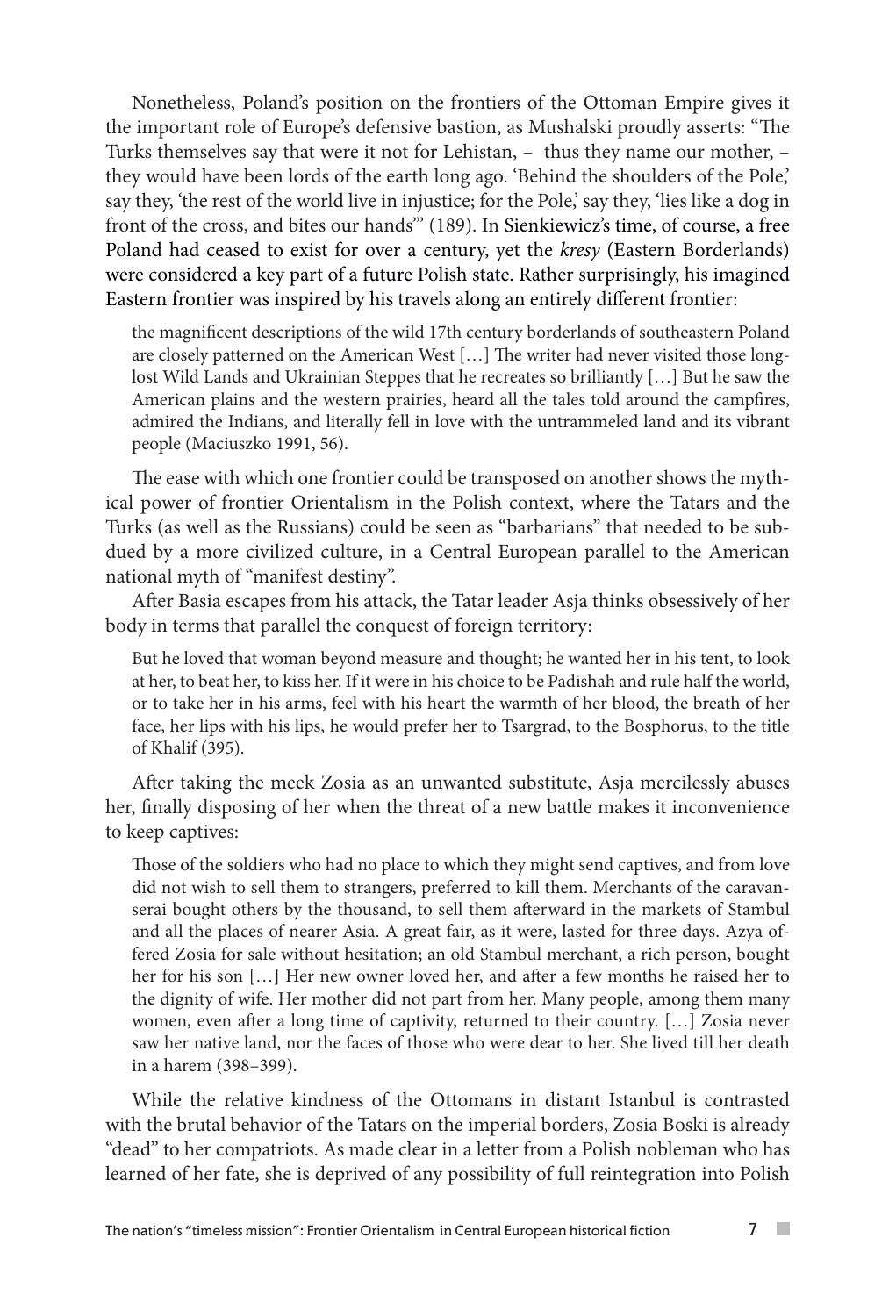Nonetheless, Poland's position on the frontiers of the Ottoman Empire gives it the important role of Europe's defensive bastion, as Mushalski proudly asserts: "The Turks themselves say that were it not for Lehistan, – thus they name our mother, – they would have been lords of the earth long ago. 'Behind the shoulders of the Pole,' say they, 'the rest of the world live in injustice; for the Pole,' say they, 'lies like a dog in front of the cross, and bites our hands'" (189). In Sienkiewicz's time, of course, a free Poland had ceased to exist for over a century, yet the *kresy* (Eastern Borderlands) were considered a key part of a future Polish state. Rather surprisingly, his imagined Eastern frontier was inspired by his travels along an entirely different frontier:

> the magnificent descriptions of the wild 17th century borderlands of southeastern Poland are closely patterned on the American West […] The writer had never visited those long-lost Wild Lands and Ukrainian Steppes that he recreates so brilliantly […] But he saw the American plains and the western prairies, heard all the tales told around the campfires, admired the Indians, and literally fell in love with the untrammeled land and its vibrant people (Maciuszko 1991, 56).

The ease with which one frontier could be transposed on another shows the mythical power of frontier Orientalism in the Polish context, where the Tatars and the Turks (as well as the Russians) could be seen as "barbarians" that needed to be subdued by a more civilized culture, in a Central European parallel to the American national myth of "manifest destiny".

After Basia escapes from his attack, the Tatar leader Asja thinks obsessively of her body in terms that parallel the conquest of foreign territory:

> But he loved that woman beyond measure and thought; he wanted her in his tent, to look at her, to beat her, to kiss her. If it were in his choice to be Padishah and rule half the world, or to take her in his arms, feel with his heart the warmth of her blood, the breath of her face, her lips with his lips, he would prefer her to Tsargrad, to the Bosphorus, to the title of Khalif (395).

After taking the meek Zosia as an unwanted substitute, Asja mercilessly abuses her, finally disposing of her when the threat of a new battle makes it inconvenience to keep captives:

> Those of the soldiers who had no place to which they might send captives, and from love did not wish to sell them to strangers, preferred to kill them. Merchants of the caravanserai bought others by the thousand, to sell them afterward in the markets of Stambul and all the places of nearer Asia. A great fair, as it were, lasted for three days. Azya offered Zosia for sale without hesitation; an old Stambul merchant, a rich person, bought her for his son […] Her new owner loved her, and after a few months he raised her to the dignity of wife. Her mother did not part from her. Many people, among them many women, even after a long time of captivity, returned to their country. […] Zosia never saw her native land, nor the faces of those who were dear to her. She lived till her death in a harem (398–399).

While the relative kindness of the Ottomans in distant Istanbul is contrasted with the brutal behavior of the Tatars on the imperial borders, Zosia Boski is already "dead" to her compatriots. As made clear in a letter from a Polish nobleman who has learned of her fate, she is deprived of any possibility of full reintegration into Polish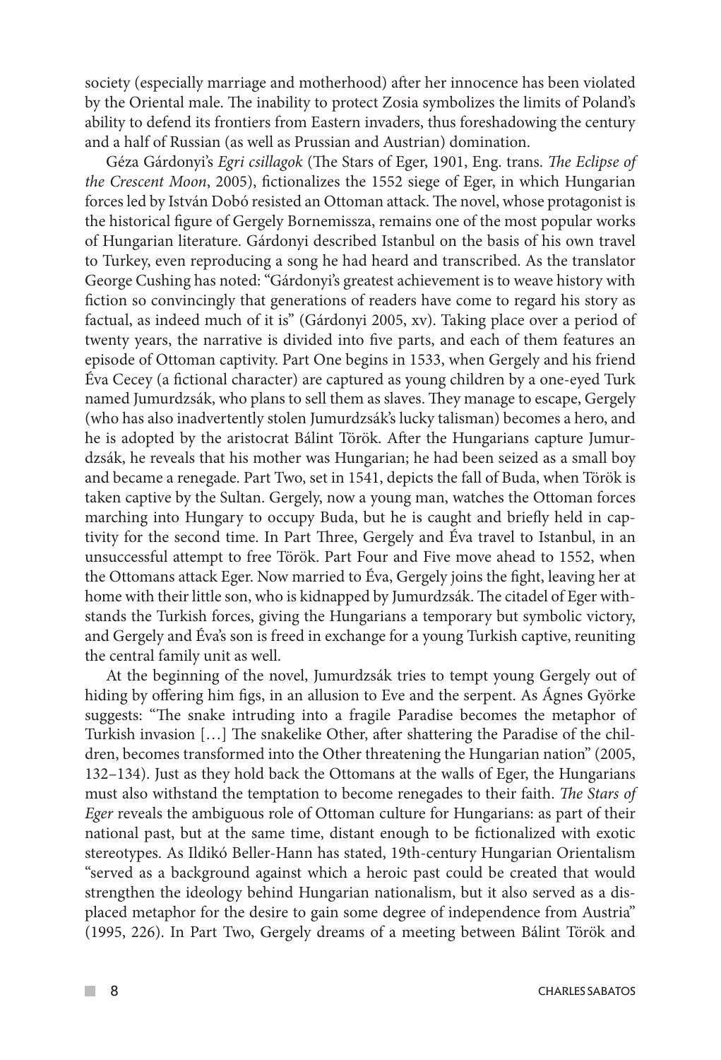society (especially marriage and motherhood) after her innocence has been violated by the Oriental male. The inability to protect Zosia symbolizes the limits of Poland's ability to defend its frontiers from Eastern invaders, thus foreshadowing the century and a half of Russian (as well as Prussian and Austrian) domination.

Géza Gárdonyi's *Egri csillagok* (The Stars of Eger, 1901, Eng. trans. *The Eclipse of the Crescent Moon*, 2005), fictionalizes the 1552 siege of Eger, in which Hungarian forces led by István Dobó resisted an Ottoman attack. The novel, whose protagonist is the historical figure of Gergely Bornemissza, remains one of the most popular works of Hungarian literature. Gárdonyi described Istanbul on the basis of his own travel to Turkey, even reproducing a song he had heard and transcribed. As the translator George Cushing has noted: "Gárdonyi's greatest achievement is to weave history with fiction so convincingly that generations of readers have come to regard his story as factual, as indeed much of it is" (Gárdonyi 2005, xv). Taking place over a period of twenty years, the narrative is divided into five parts, and each of them features an episode of Ottoman captivity. Part One begins in 1533, when Gergely and his friend Éva Cecey (a fictional character) are captured as young children by a one-eyed Turk named Jumurdzsák, who plans to sell them as slaves. They manage to escape, Gergely (who has also inadvertently stolen Jumurdzsák's lucky talisman) becomes a hero, and he is adopted by the aristocrat Bálint Török. After the Hungarians capture Jumurdzsák, he reveals that his mother was Hungarian; he had been seized as a small boy and became a renegade. Part Two, set in 1541, depicts the fall of Buda, when Török is taken captive by the Sultan. Gergely, now a young man, watches the Ottoman forces marching into Hungary to occupy Buda, but he is caught and briefly held in captivity for the second time. In Part Three, Gergely and Éva travel to Istanbul, in an unsuccessful attempt to free Török. Part Four and Five move ahead to 1552, when the Ottomans attack Eger. Now married to Éva, Gergely joins the fight, leaving her at home with their little son, who is kidnapped by Jumurdzsák. The citadel of Eger withstands the Turkish forces, giving the Hungarians a temporary but symbolic victory, and Gergely and Éva's son is freed in exchange for a young Turkish captive, reuniting the central family unit as well.

At the beginning of the novel, Jumurdzsák tries to tempt young Gergely out of hiding by offering him figs, in an allusion to Eve and the serpent. As Ágnes Györke suggests: "The snake intruding into a fragile Paradise becomes the metaphor of Turkish invasion […] The snakelike Other, after shattering the Paradise of the children, becomes transformed into the Other threatening the Hungarian nation" (2005, 132–134). Just as they hold back the Ottomans at the walls of Eger, the Hungarians must also withstand the temptation to become renegades to their faith. *The Stars of Eger* reveals the ambiguous role of Ottoman culture for Hungarians: as part of their national past, but at the same time, distant enough to be fictionalized with exotic stereotypes. As Ildikó Beller-Hann has stated, 19th-century Hungarian Orientalism "served as a background against which a heroic past could be created that would strengthen the ideology behind Hungarian nationalism, but it also served as a displaced metaphor for the desire to gain some degree of independence from Austria" (1995, 226). In Part Two, Gergely dreams of a meeting between Bálint Török and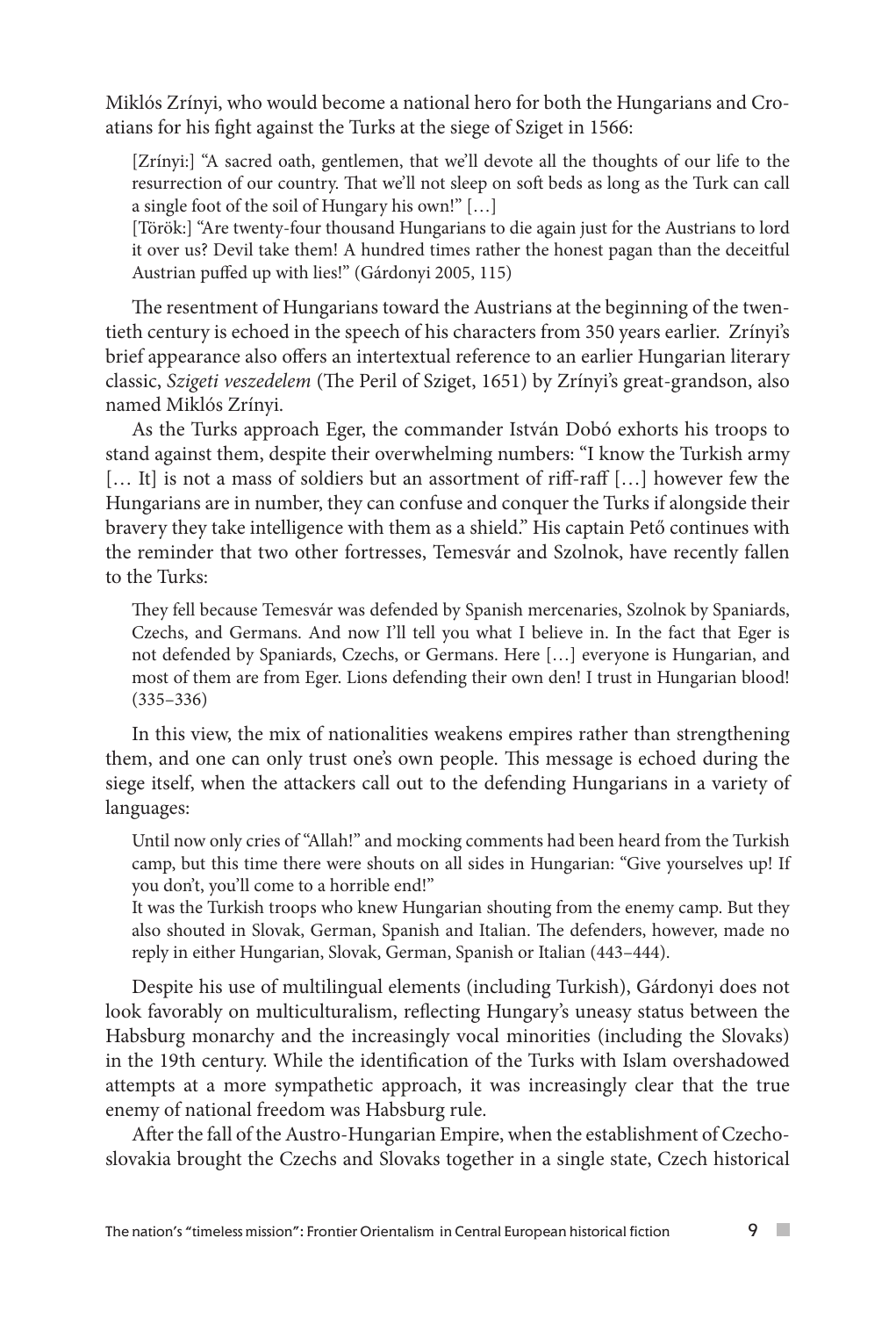Miklós Zrínyi, who would become a national hero for both the Hungarians and Croatians for his fight against the Turks at the siege of Sziget in 1566:

> [Zrínyi:] "A sacred oath, gentlemen, that we'll devote all the thoughts of our life to the resurrection of our country. That we'll not sleep on soft beds as long as the Turk can call a single foot of the soil of Hungary his own!" […]
>
> [Török:] "Are twenty-four thousand Hungarians to die again just for the Austrians to lord it over us? Devil take them! A hundred times rather the honest pagan than the deceitful Austrian puffed up with lies!" (Gárdonyi 2005, 115)

The resentment of Hungarians toward the Austrians at the beginning of the twentieth century is echoed in the speech of his characters from 350 years earlier. Zrínyi's brief appearance also offers an intertextual reference to an earlier Hungarian literary classic, *Szigeti veszedelem* (The Peril of Sziget, 1651) by Zrínyi's great-grandson, also named Miklós Zrínyi.

As the Turks approach Eger, the commander István Dobó exhorts his troops to stand against them, despite their overwhelming numbers: "I know the Turkish army [… It] is not a mass of soldiers but an assortment of riff-raff […] however few the Hungarians are in number, they can confuse and conquer the Turks if alongside their bravery they take intelligence with them as a shield." His captain Pető continues with the reminder that two other fortresses, Temesvár and Szolnok, have recently fallen to the Turks:

> They fell because Temesvár was defended by Spanish mercenaries, Szolnok by Spaniards, Czechs, and Germans. And now I'll tell you what I believe in. In the fact that Eger is not defended by Spaniards, Czechs, or Germans. Here […] everyone is Hungarian, and most of them are from Eger. Lions defending their own den! I trust in Hungarian blood! (335–336)

In this view, the mix of nationalities weakens empires rather than strengthening them, and one can only trust one's own people. This message is echoed during the siege itself, when the attackers call out to the defending Hungarians in a variety of languages:

> Until now only cries of "Allah!" and mocking comments had been heard from the Turkish camp, but this time there were shouts on all sides in Hungarian: "Give yourselves up! If you don't, you'll come to a horrible end!"
>
> It was the Turkish troops who knew Hungarian shouting from the enemy camp. But they also shouted in Slovak, German, Spanish and Italian. The defenders, however, made no reply in either Hungarian, Slovak, German, Spanish or Italian (443–444).

Despite his use of multilingual elements (including Turkish), Gárdonyi does not look favorably on multiculturalism, reflecting Hungary's uneasy status between the Habsburg monarchy and the increasingly vocal minorities (including the Slovaks) in the 19th century. While the identification of the Turks with Islam overshadowed attempts at a more sympathetic approach, it was increasingly clear that the true enemy of national freedom was Habsburg rule.

After the fall of the Austro-Hungarian Empire, when the establishment of Czechoslovakia brought the Czechs and Slovaks together in a single state, Czech historical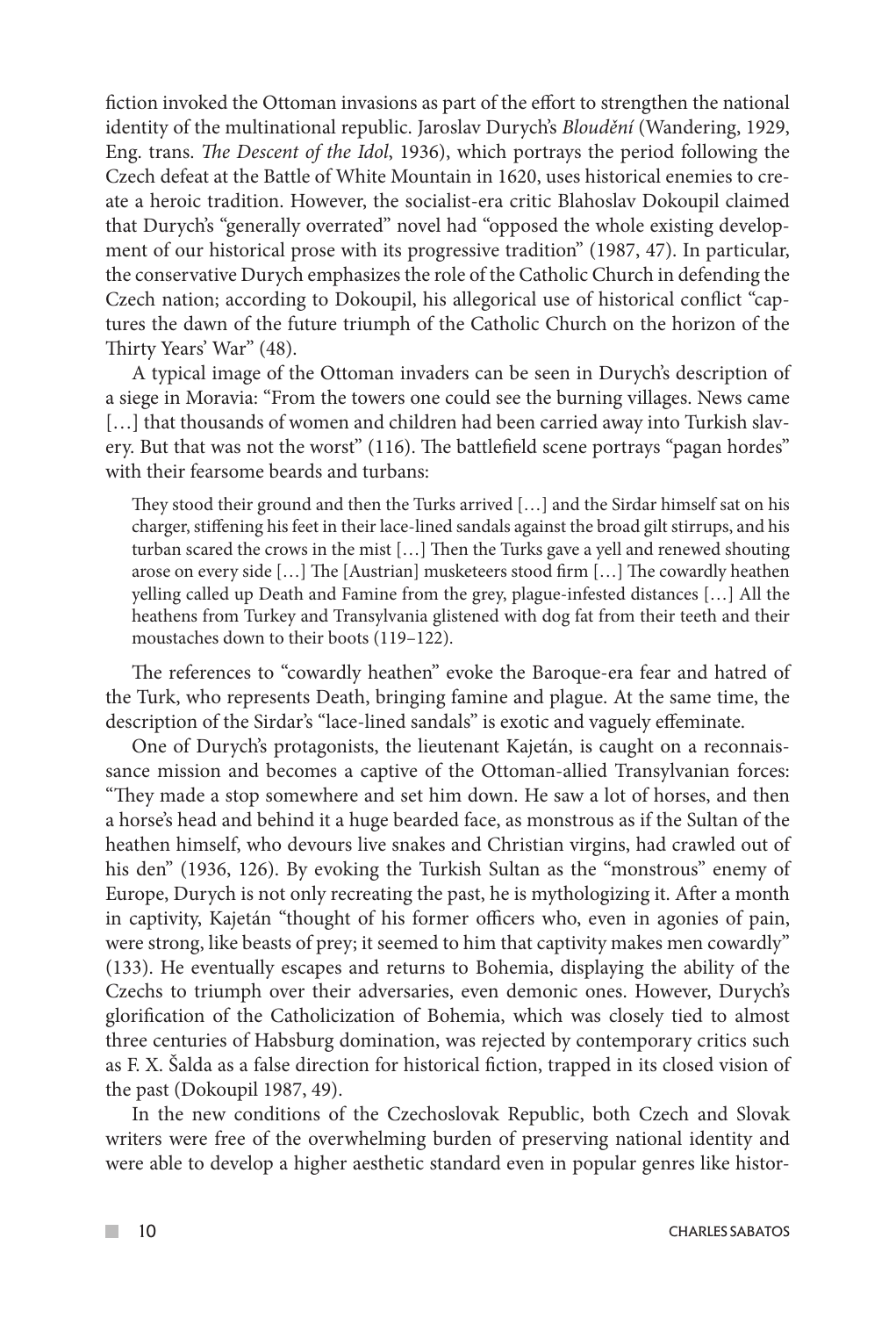fiction invoked the Ottoman invasions as part of the effort to strengthen the national identity of the multinational republic. Jaroslav Durych's *Bloudění* (Wandering, 1929, Eng. trans. *The Descent of the Idol*, 1936), which portrays the period following the Czech defeat at the Battle of White Mountain in 1620, uses historical enemies to create a heroic tradition. However, the socialist-era critic Blahoslav Dokoupil claimed that Durych's "generally overrated" novel had "opposed the whole existing development of our historical prose with its progressive tradition" (1987, 47). In particular, the conservative Durych emphasizes the role of the Catholic Church in defending the Czech nation; according to Dokoupil, his allegorical use of historical conflict "captures the dawn of the future triumph of the Catholic Church on the horizon of the Thirty Years' War" (48).

A typical image of the Ottoman invaders can be seen in Durych's description of a siege in Moravia: "From the towers one could see the burning villages. News came […] that thousands of women and children had been carried away into Turkish slavery. But that was not the worst" (116). The battlefield scene portrays "pagan hordes" with their fearsome beards and turbans:

> They stood their ground and then the Turks arrived […] and the Sirdar himself sat on his charger, stiffening his feet in their lace-lined sandals against the broad gilt stirrups, and his turban scared the crows in the mist […] Then the Turks gave a yell and renewed shouting arose on every side […] The [Austrian] musketeers stood firm […] The cowardly heathen yelling called up Death and Famine from the grey, plague-infested distances […] All the heathens from Turkey and Transylvania glistened with dog fat from their teeth and their moustaches down to their boots (119–122).

The references to "cowardly heathen" evoke the Baroque-era fear and hatred of the Turk, who represents Death, bringing famine and plague. At the same time, the description of the Sirdar's "lace-lined sandals" is exotic and vaguely effeminate.

One of Durych's protagonists, the lieutenant Kajetán, is caught on a reconnaissance mission and becomes a captive of the Ottoman-allied Transylvanian forces: "They made a stop somewhere and set him down. He saw a lot of horses, and then a horse's head and behind it a huge bearded face, as monstrous as if the Sultan of the heathen himself, who devours live snakes and Christian virgins, had crawled out of his den" (1936, 126). By evoking the Turkish Sultan as the "monstrous" enemy of Europe, Durych is not only recreating the past, he is mythologizing it. After a month in captivity, Kajetán "thought of his former officers who, even in agonies of pain, were strong, like beasts of prey; it seemed to him that captivity makes men cowardly" (133). He eventually escapes and returns to Bohemia, displaying the ability of the Czechs to triumph over their adversaries, even demonic ones. However, Durych's glorification of the Catholicization of Bohemia, which was closely tied to almost three centuries of Habsburg domination, was rejected by contemporary critics such as F. X. Šalda as a false direction for historical fiction, trapped in its closed vision of the past (Dokoupil 1987, 49).

In the new conditions of the Czechoslovak Republic, both Czech and Slovak writers were free of the overwhelming burden of preserving national identity and were able to develop a higher aesthetic standard even in popular genres like histor-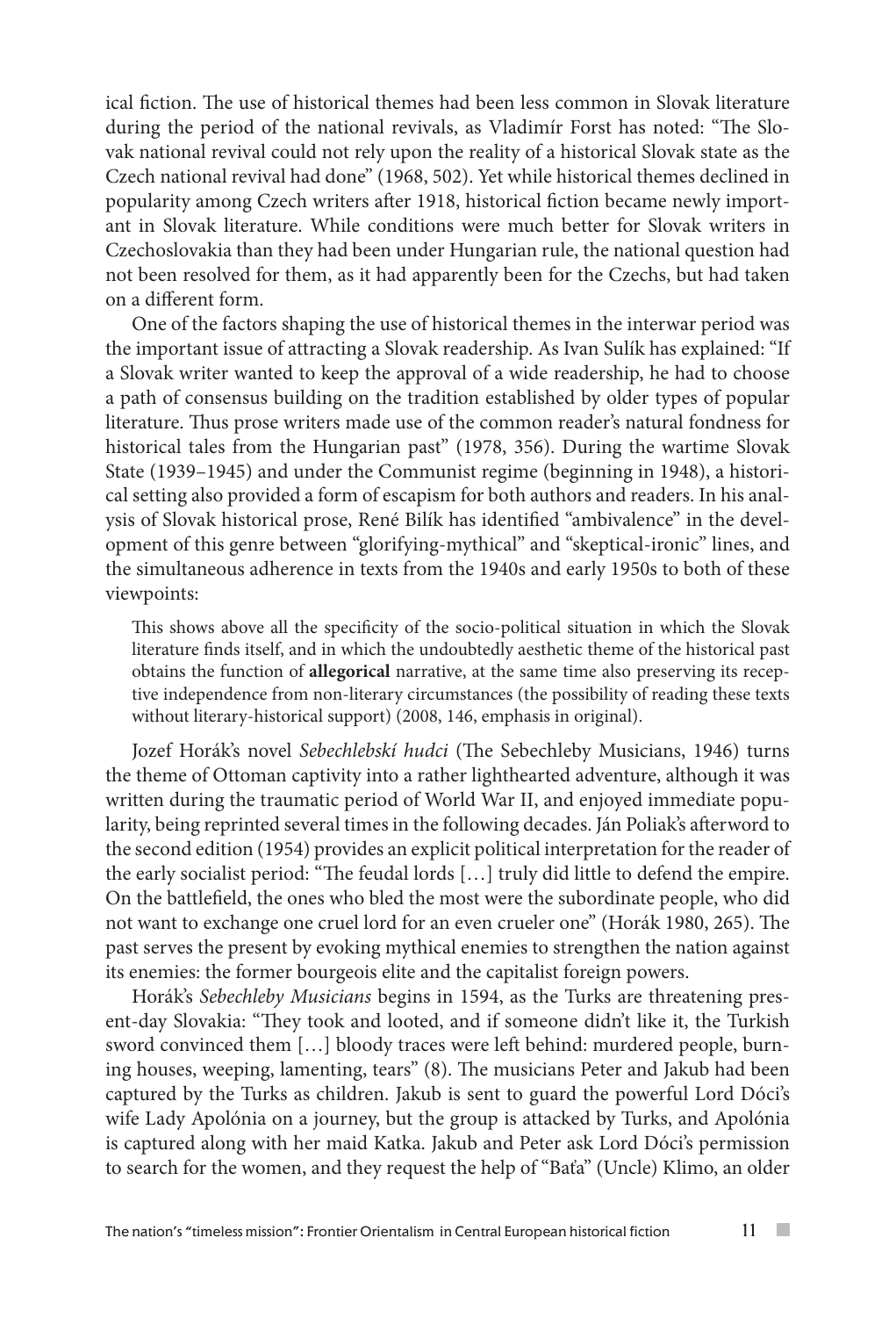ical fiction. The use of historical themes had been less common in Slovak literature during the period of the national revivals, as Vladimír Forst has noted: "The Slovak national revival could not rely upon the reality of a historical Slovak state as the Czech national revival had done" (1968, 502). Yet while historical themes declined in popularity among Czech writers after 1918, historical fiction became newly important in Slovak literature. While conditions were much better for Slovak writers in Czechoslovakia than they had been under Hungarian rule, the national question had not been resolved for them, as it had apparently been for the Czechs, but had taken on a different form.

One of the factors shaping the use of historical themes in the interwar period was the important issue of attracting a Slovak readership. As Ivan Sulík has explained: "If a Slovak writer wanted to keep the approval of a wide readership, he had to choose a path of consensus building on the tradition established by older types of popular literature. Thus prose writers made use of the common reader's natural fondness for historical tales from the Hungarian past" (1978, 356). During the wartime Slovak State (1939–1945) and under the Communist regime (beginning in 1948), a historical setting also provided a form of escapism for both authors and readers. In his analysis of Slovak historical prose, René Bilík has identified "ambivalence" in the development of this genre between "glorifying-mythical" and "skeptical-ironic" lines, and the simultaneous adherence in texts from the 1940s and early 1950s to both of these viewpoints:

> This shows above all the specificity of the socio-political situation in which the Slovak literature finds itself, and in which the undoubtedly aesthetic theme of the historical past obtains the function of **allegorical** narrative, at the same time also preserving its receptive independence from non-literary circumstances (the possibility of reading these texts without literary-historical support) (2008, 146, emphasis in original).

Jozef Horák's novel *Sebechlebskí hudci* (The Sebechleby Musicians, 1946) turns the theme of Ottoman captivity into a rather lighthearted adventure, although it was written during the traumatic period of World War II, and enjoyed immediate popularity, being reprinted several times in the following decades. Ján Poliak's afterword to the second edition (1954) provides an explicit political interpretation for the reader of the early socialist period: "The feudal lords […] truly did little to defend the empire. On the battlefield, the ones who bled the most were the subordinate people, who did not want to exchange one cruel lord for an even crueler one" (Horák 1980, 265). The past serves the present by evoking mythical enemies to strengthen the nation against its enemies: the former bourgeois elite and the capitalist foreign powers.

Horák's *Sebechleby Musicians* begins in 1594, as the Turks are threatening present-day Slovakia: "They took and looted, and if someone didn't like it, the Turkish sword convinced them […] bloody traces were left behind: murdered people, burning houses, weeping, lamenting, tears" (8). The musicians Peter and Jakub had been captured by the Turks as children. Jakub is sent to guard the powerful Lord Dóci's wife Lady Apolónia on a journey, but the group is attacked by Turks, and Apolónia is captured along with her maid Katka. Jakub and Peter ask Lord Dóci's permission to search for the women, and they request the help of "Baťa" (Uncle) Klimo, an older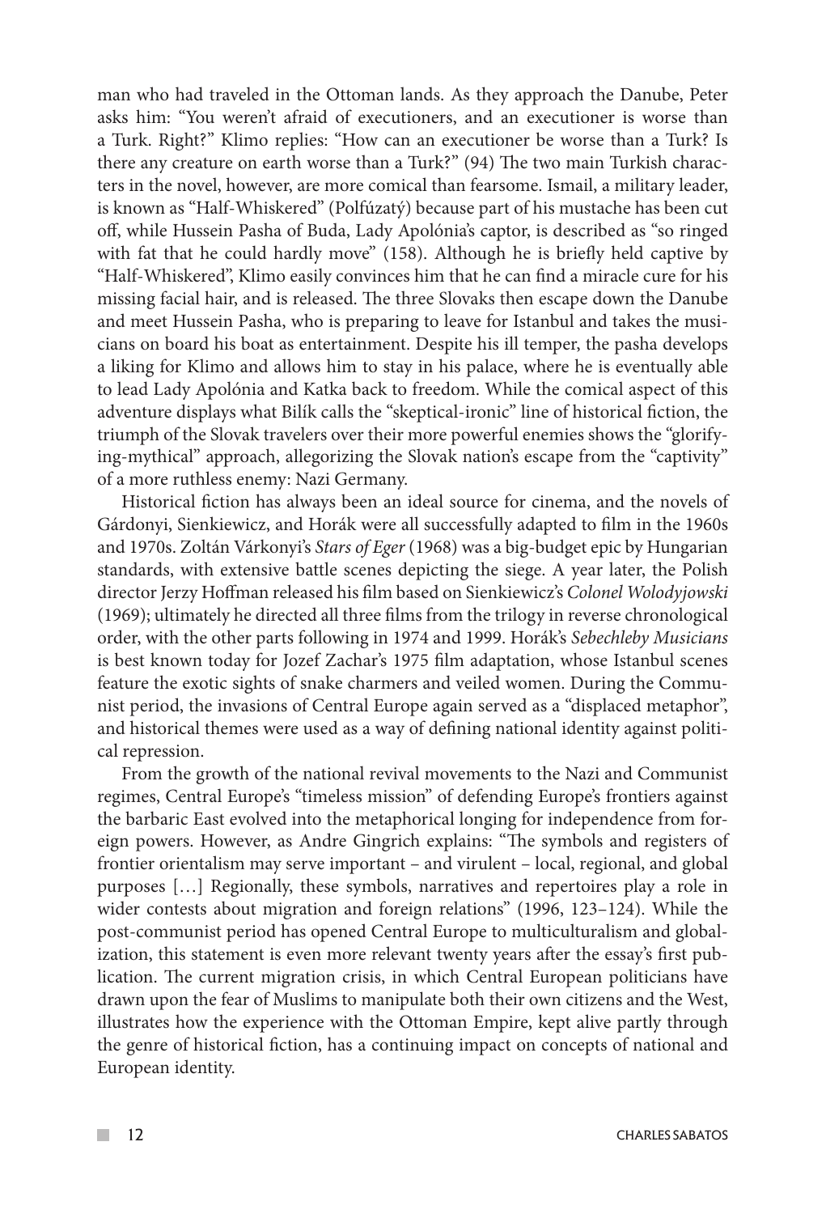man who had traveled in the Ottoman lands. As they approach the Danube, Peter asks him: "You weren't afraid of executioners, and an executioner is worse than a Turk. Right?" Klimo replies: "How can an executioner be worse than a Turk? Is there any creature on earth worse than a Turk?" (94) The two main Turkish characters in the novel, however, are more comical than fearsome. Ismail, a military leader, is known as "Half-Whiskered" (Polfúzatý) because part of his mustache has been cut off, while Hussein Pasha of Buda, Lady Apolónia's captor, is described as "so ringed with fat that he could hardly move" (158). Although he is briefly held captive by "Half-Whiskered", Klimo easily convinces him that he can find a miracle cure for his missing facial hair, and is released. The three Slovaks then escape down the Danube and meet Hussein Pasha, who is preparing to leave for Istanbul and takes the musicians on board his boat as entertainment. Despite his ill temper, the pasha develops a liking for Klimo and allows him to stay in his palace, where he is eventually able to lead Lady Apolónia and Katka back to freedom. While the comical aspect of this adventure displays what Bilík calls the "skeptical-ironic" line of historical fiction, the triumph of the Slovak travelers over their more powerful enemies shows the "glorifying-mythical" approach, allegorizing the Slovak nation's escape from the "captivity" of a more ruthless enemy: Nazi Germany.

Historical fiction has always been an ideal source for cinema, and the novels of Gárdonyi, Sienkiewicz, and Horák were all successfully adapted to film in the 1960s and 1970s. Zoltán Várkonyi's *Stars of Eger* (1968) was a big-budget epic by Hungarian standards, with extensive battle scenes depicting the siege. A year later, the Polish director Jerzy Hoffman released his film based on Sienkiewicz's *Colonel Wolodyjowski* (1969); ultimately he directed all three films from the trilogy in reverse chronological order, with the other parts following in 1974 and 1999. Horák's *Sebechleby Musicians* is best known today for Jozef Zachar's 1975 film adaptation, whose Istanbul scenes feature the exotic sights of snake charmers and veiled women. During the Communist period, the invasions of Central Europe again served as a "displaced metaphor", and historical themes were used as a way of defining national identity against political repression.

From the growth of the national revival movements to the Nazi and Communist regimes, Central Europe's "timeless mission" of defending Europe's frontiers against the barbaric East evolved into the metaphorical longing for independence from foreign powers. However, as Andre Gingrich explains: "The symbols and registers of frontier orientalism may serve important – and virulent – local, regional, and global purposes […] Regionally, these symbols, narratives and repertoires play a role in wider contests about migration and foreign relations" (1996, 123–124). While the post-communist period has opened Central Europe to multiculturalism and globalization, this statement is even more relevant twenty years after the essay's first publication. The current migration crisis, in which Central European politicians have drawn upon the fear of Muslims to manipulate both their own citizens and the West, illustrates how the experience with the Ottoman Empire, kept alive partly through the genre of historical fiction, has a continuing impact on concepts of national and European identity.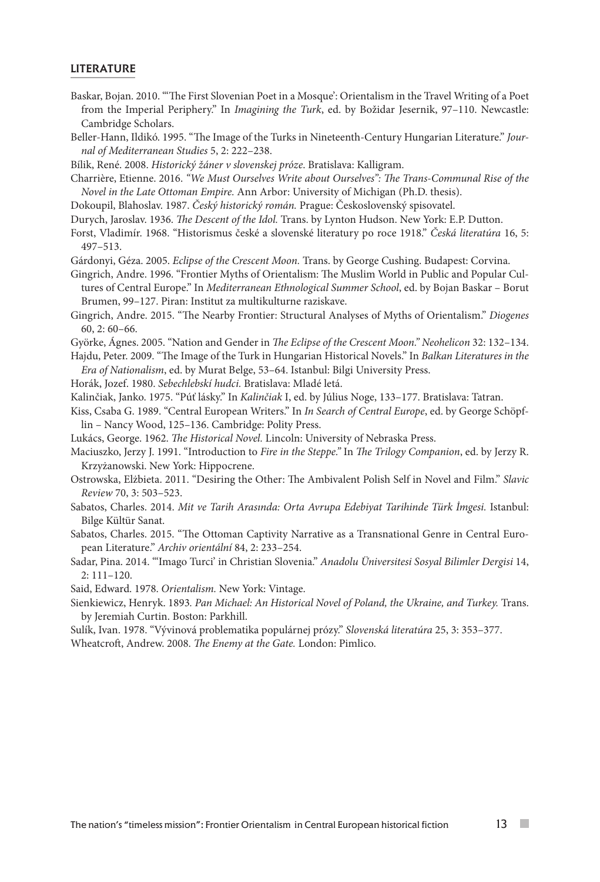## LITERATURE

Baskar, Bojan. 2010. "'The First Slovenian Poet in a Mosque': Orientalism in the Travel Writing of a Poet from the Imperial Periphery." In *Imagining the Turk*, ed. by Božidar Jesernik, 97–110. Newcastle: Cambridge Scholars.

Beller-Hann, Ildikó. 1995. "The Image of the Turks in Nineteenth-Century Hungarian Literature." *Journal of Mediterranean Studies* 5, 2: 222–238.

Bílik, René. 2008. *Historický žáner v slovenskej próze*. Bratislava: Kalligram.

Charrière, Etienne. 2016. *"We Must Ourselves Write about Ourselves": The Trans-Communal Rise of the Novel in the Late Ottoman Empire.* Ann Arbor: University of Michigan (Ph.D. thesis).

Dokoupil, Blahoslav. 1987. *Český historický román.* Prague: Československý spisovatel.

Durych, Jaroslav. 1936. *The Descent of the Idol.* Trans. by Lynton Hudson. New York: E.P. Dutton.

Forst, Vladimír. 1968. "Historismus české a slovenské literatury po roce 1918." *Česká literatúra* 16, 5: 497–513.

Gárdonyi, Géza. 2005. *Eclipse of the Crescent Moon.* Trans. by George Cushing. Budapest: Corvina.

Gingrich, Andre. 1996. "Frontier Myths of Orientalism: The Muslim World in Public and Popular Cultures of Central Europe." In *Mediterranean Ethnological Summer School*, ed. by Bojan Baskar – Borut Brumen, 99–127. Piran: Institut za multikulturne raziskave.

Gingrich, Andre. 2015. "The Nearby Frontier: Structural Analyses of Myths of Orientalism." *Diogenes* 60, 2: 60–66.

Györke, Ágnes. 2005. "Nation and Gender in *The Eclipse of the Crescent Moon.*" *Neohelicon* 32: 132–134.

Hajdu, Peter. 2009. "The Image of the Turk in Hungarian Historical Novels." In *Balkan Literatures in the Era of Nationalism*, ed. by Murat Belge, 53–64. Istanbul: Bilgi University Press.

Horák, Jozef. 1980. *Sebechlebskí hudci.* Bratislava: Mladé letá.

Kalinčiak, Janko. 1975. "Púť lásky." In *Kalinčiak* I, ed. by Július Noge, 133–177. Bratislava: Tatran.

Kiss, Csaba G. 1989. "Central European Writers." In *In Search of Central Europe*, ed. by George Schöpflin – Nancy Wood, 125–136. Cambridge: Polity Press.

Lukács, George. 1962. *The Historical Novel.* Lincoln: University of Nebraska Press.

Maciuszko, Jerzy J. 1991. "Introduction to *Fire in the Steppe.*" In *The Trilogy Companion*, ed. by Jerzy R. Krzyżanowski. New York: Hippocrene.

Ostrowska, Elżbieta. 2011. "Desiring the Other: The Ambivalent Polish Self in Novel and Film." *Slavic Review* 70, 3: 503–523.

Sabatos, Charles. 2014. *Mit ve Tarih Arasında: Orta Avrupa Edebiyat Tarihinde Türk İmgesi.* Istanbul: Bilge Kültür Sanat.

Sabatos, Charles. 2015. "The Ottoman Captivity Narrative as a Transnational Genre in Central European Literature." *Archiv orientální* 84, 2: 233–254.

Sadar, Pina. 2014. "'Imago Turci' in Christian Slovenia." *Anadolu Üniversitesi Sosyal Bilimler Dergisi* 14, 2: 111–120.

Said, Edward. 1978. *Orientalism.* New York: Vintage.

Sienkiewicz, Henryk. 1893. *Pan Michael: An Historical Novel of Poland, the Ukraine, and Turkey.* Trans. by Jeremiah Curtin. Boston: Parkhill.

Sulík, Ivan. 1978. "Vývinová problematika populárnej prózy." *Slovenská literatúra* 25, 3: 353–377.

Wheatcroft, Andrew. 2008. *The Enemy at the Gate.* London: Pimlico.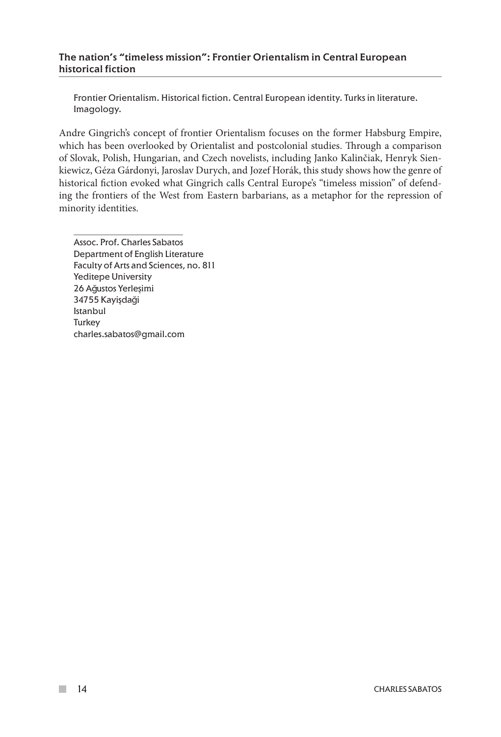**The nation's "timeless mission": Frontier Orientalism in Central European historical fiction**

Frontier Orientalism. Historical fiction. Central European identity. Turks in literature. Imagology.

Andre Gingrich's concept of frontier Orientalism focuses on the former Habsburg Empire, which has been overlooked by Orientalist and postcolonial studies. Through a comparison of Slovak, Polish, Hungarian, and Czech novelists, including Janko Kalinčiak, Henryk Sienkiewicz, Géza Gárdonyi, Jaroslav Durych, and Jozef Horák, this study shows how the genre of historical fiction evoked what Gingrich calls Central Europe's "timeless mission" of defending the frontiers of the West from Eastern barbarians, as a metaphor for the repression of minority identities.

Assoc. Prof. Charles Sabatos
Department of English Literature
Faculty of Arts and Sciences, no. 811
Yeditepe University
26 Ağustos Yerleşimi
34755 Kayişdaği
Istanbul
Turkey
charles.sabatos@gmail.com